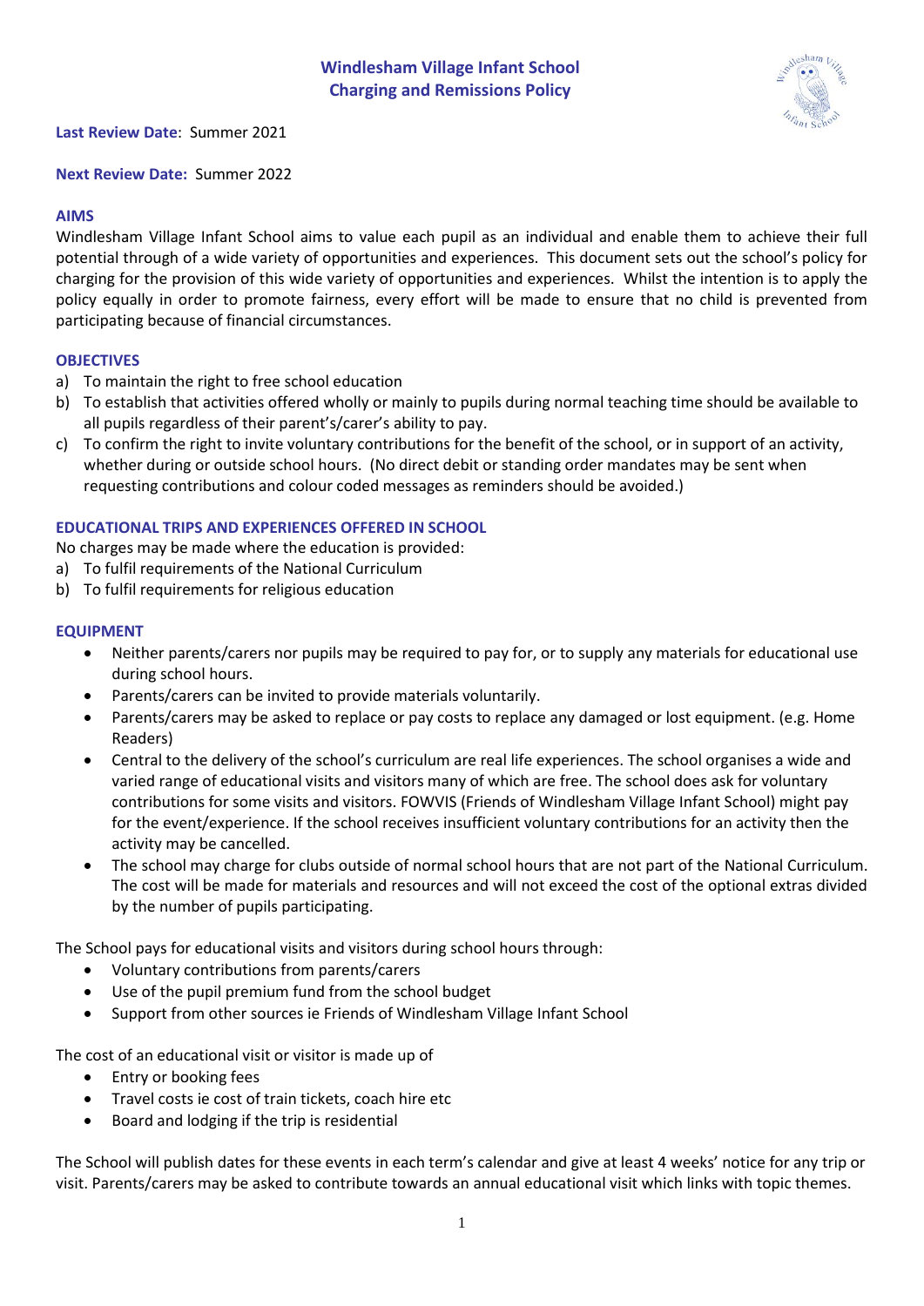# Windlesham Village Infant School
## Charging and Remissions Policy

**Last Review Date**: Summer 2021

**Next Review Date:** Summer 2022

### AIMS

Windlesham Village Infant School aims to value each pupil as an individual and enable them to achieve their full potential through of a wide variety of opportunities and experiences. This document sets out the school's policy for charging for the provision of this wide variety of opportunities and experiences. Whilst the intention is to apply the policy equally in order to promote fairness, every effort will be made to ensure that no child is prevented from participating because of financial circumstances.

### OBJECTIVES

a) To maintain the right to free school education
b) To establish that activities offered wholly or mainly to pupils during normal teaching time should be available to all pupils regardless of their parent's/carer's ability to pay.
c) To confirm the right to invite voluntary contributions for the benefit of the school, or in support of an activity, whether during or outside school hours. (No direct debit or standing order mandates may be sent when requesting contributions and colour coded messages as reminders should be avoided.)

### EDUCATIONAL TRIPS AND EXPERIENCES OFFERED IN SCHOOL

No charges may be made where the education is provided:

a) To fulfil requirements of the National Curriculum
b) To fulfil requirements for religious education

### EQUIPMENT

- Neither parents/carers nor pupils may be required to pay for, or to supply any materials for educational use during school hours.
- Parents/carers can be invited to provide materials voluntarily.
- Parents/carers may be asked to replace or pay costs to replace any damaged or lost equipment. (e.g. Home Readers)
- Central to the delivery of the school's curriculum are real life experiences. The school organises a wide and varied range of educational visits and visitors many of which are free. The school does ask for voluntary contributions for some visits and visitors. FOWVIS (Friends of Windlesham Village Infant School) might pay for the event/experience. If the school receives insufficient voluntary contributions for an activity then the activity may be cancelled.
- The school may charge for clubs outside of normal school hours that are not part of the National Curriculum. The cost will be made for materials and resources and will not exceed the cost of the optional extras divided by the number of pupils participating.

The School pays for educational visits and visitors during school hours through:

- Voluntary contributions from parents/carers
- Use of the pupil premium fund from the school budget
- Support from other sources ie Friends of Windlesham Village Infant School

The cost of an educational visit or visitor is made up of

- Entry or booking fees
- Travel costs ie cost of train tickets, coach hire etc
- Board and lodging if the trip is residential

The School will publish dates for these events in each term's calendar and give at least 4 weeks' notice for any trip or visit. Parents/carers may be asked to contribute towards an annual educational visit which links with topic themes.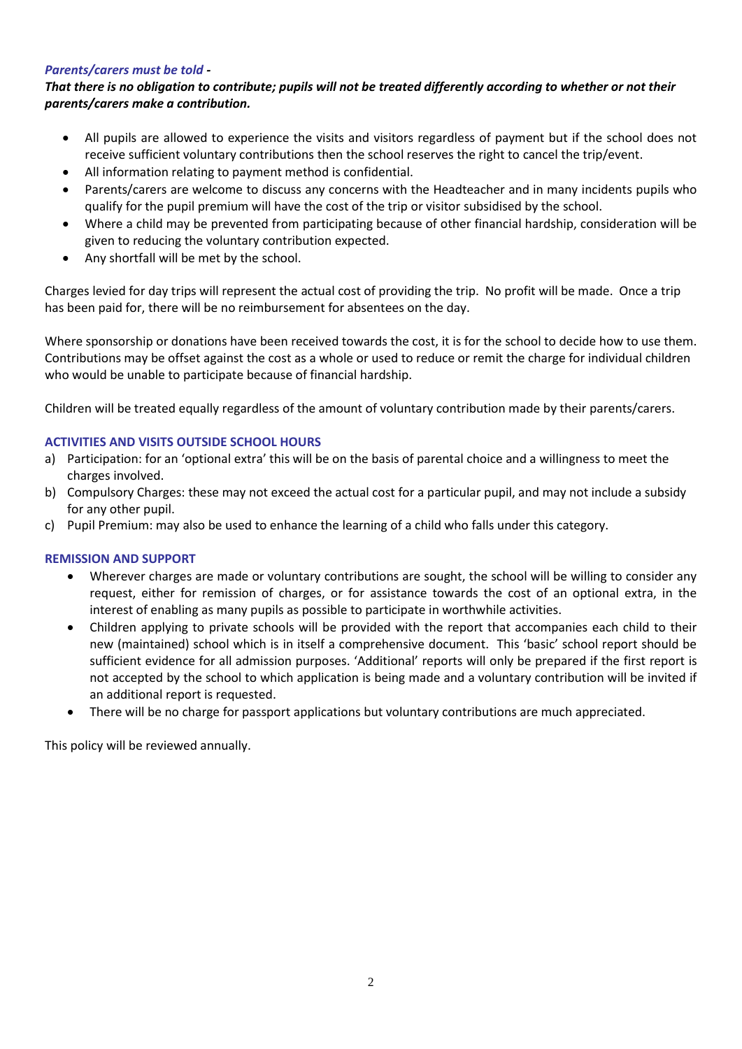***Parents/carers must be told -***

***That there is no obligation to contribute; pupils will not be treated differently according to whether or not their parents/carers make a contribution.***

- All pupils are allowed to experience the visits and visitors regardless of payment but if the school does not receive sufficient voluntary contributions then the school reserves the right to cancel the trip/event.
- All information relating to payment method is confidential.
- Parents/carers are welcome to discuss any concerns with the Headteacher and in many incidents pupils who qualify for the pupil premium will have the cost of the trip or visitor subsidised by the school.
- Where a child may be prevented from participating because of other financial hardship, consideration will be given to reducing the voluntary contribution expected.
- Any shortfall will be met by the school.

Charges levied for day trips will represent the actual cost of providing the trip. No profit will be made. Once a trip has been paid for, there will be no reimbursement for absentees on the day.

Where sponsorship or donations have been received towards the cost, it is for the school to decide how to use them. Contributions may be offset against the cost as a whole or used to reduce or remit the charge for individual children who would be unable to participate because of financial hardship.

Children will be treated equally regardless of the amount of voluntary contribution made by their parents/carers.

**ACTIVITIES AND VISITS OUTSIDE SCHOOL HOURS**

a) Participation: for an 'optional extra' this will be on the basis of parental choice and a willingness to meet the charges involved.
b) Compulsory Charges: these may not exceed the actual cost for a particular pupil, and may not include a subsidy for any other pupil.
c) Pupil Premium: may also be used to enhance the learning of a child who falls under this category.

**REMISSION AND SUPPORT**

- Wherever charges are made or voluntary contributions are sought, the school will be willing to consider any request, either for remission of charges, or for assistance towards the cost of an optional extra, in the interest of enabling as many pupils as possible to participate in worthwhile activities.
- Children applying to private schools will be provided with the report that accompanies each child to their new (maintained) school which is in itself a comprehensive document. This 'basic' school report should be sufficient evidence for all admission purposes. 'Additional' reports will only be prepared if the first report is not accepted by the school to which application is being made and a voluntary contribution will be invited if an additional report is requested.
- There will be no charge for passport applications but voluntary contributions are much appreciated.

This policy will be reviewed annually.